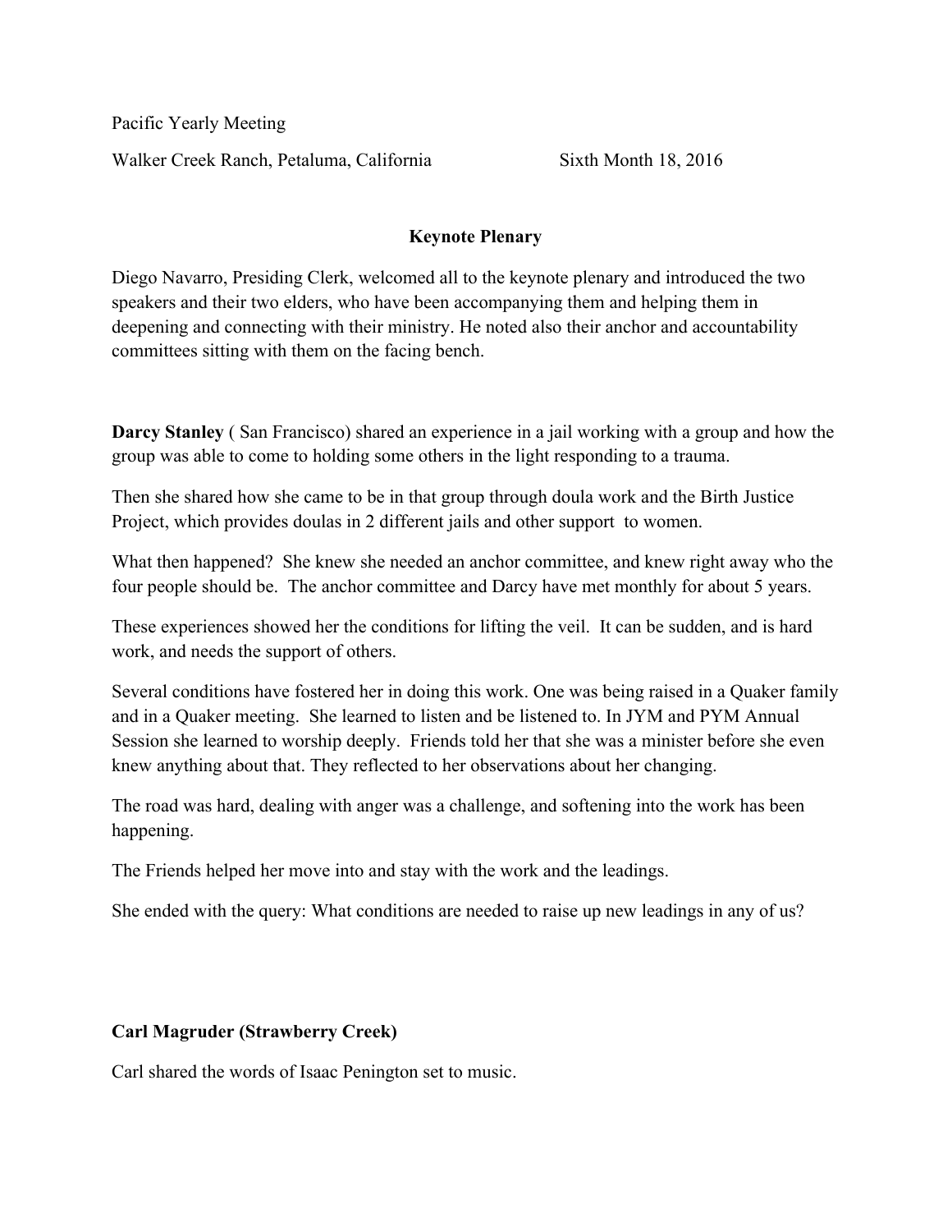Pacific Yearly Meeting

Walker Creek Ranch, Petaluma, California Sixth Month 18, 2016

## Keynote Plenary

Diego Navarro, Presiding Clerk, welcomed all to the keynote plenary and introduced the two speakers and their two elders, who have been accompanying them and helping them in deepening and connecting with their ministry. He noted also their anchor and accountability committees sitting with them on the facing bench.

**Darcy Stanley** ( San Francisco) shared an experience in a jail working with a group and how the group was able to come to holding some others in the light responding to a trauma.

Then she shared how she came to be in that group through doula work and the Birth Justice Project, which provides doulas in 2 different jails and other support to women.

What then happened? She knew she needed an anchor committee, and knew right away who the four people should be. The anchor committee and Darcy have met monthly for about 5 years.

These experiences showed her the conditions for lifting the veil. It can be sudden, and is hard work, and needs the support of others.

Several conditions have fostered her in doing this work. One was being raised in a Quaker family and in a Quaker meeting. She learned to listen and be listened to. In JYM and PYM Annual Session she learned to worship deeply. Friends told her that she was a minister before she even knew anything about that. They reflected to her observations about her changing.

The road was hard, dealing with anger was a challenge, and softening into the work has been happening.

The Friends helped her move into and stay with the work and the leadings.

She ended with the query: What conditions are needed to raise up new leadings in any of us?

**Carl Magruder (Strawberry Creek)**

Carl shared the words of Isaac Penington set to music.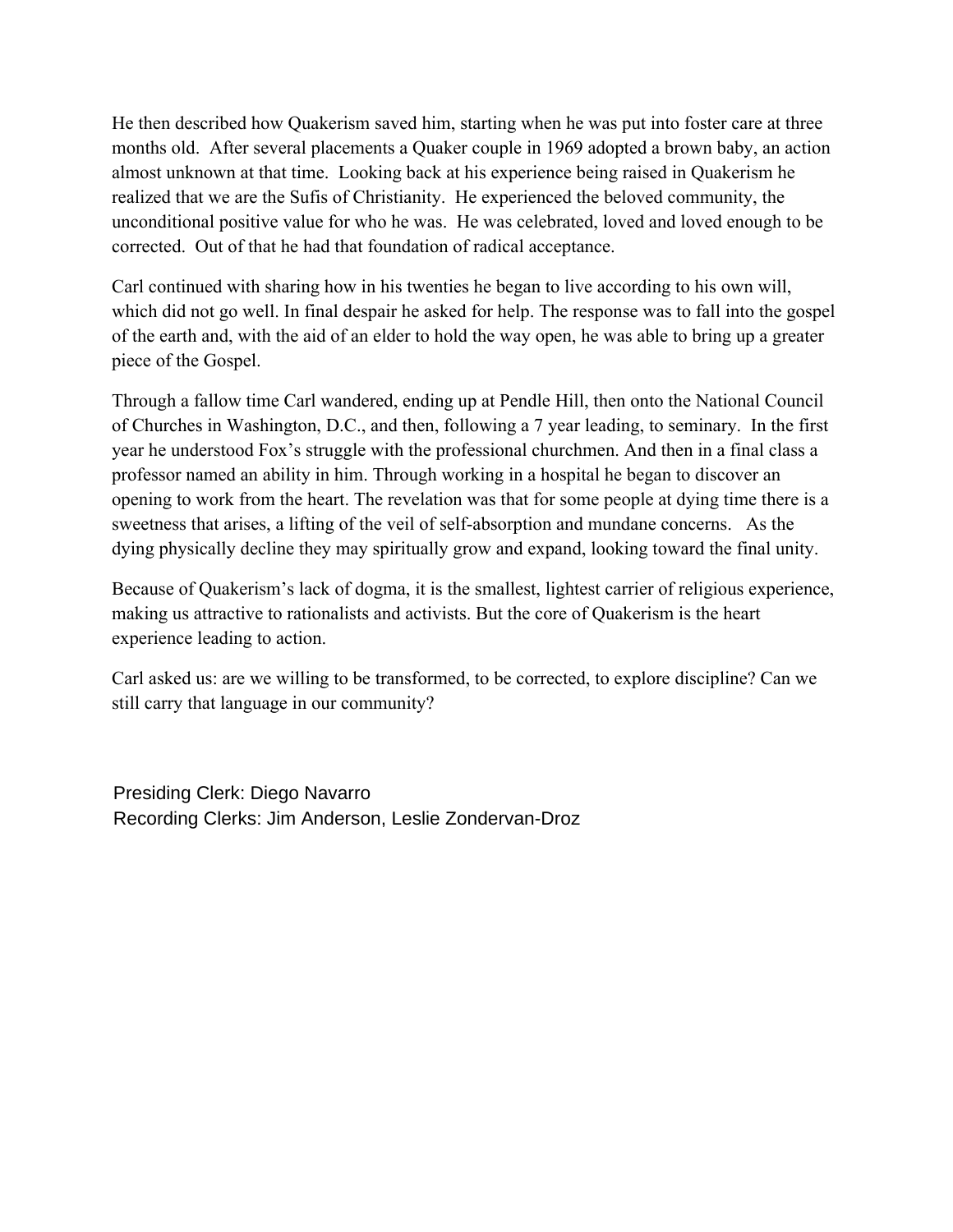He then described how Quakerism saved him, starting when he was put into foster care at three months old. After several placements a Quaker couple in 1969 adopted a brown baby, an action almost unknown at that time. Looking back at his experience being raised in Quakerism he realized that we are the Sufis of Christianity. He experienced the beloved community, the unconditional positive value for who he was. He was celebrated, loved and loved enough to be corrected. Out of that he had that foundation of radical acceptance.

Carl continued with sharing how in his twenties he began to live according to his own will, which did not go well. In final despair he asked for help. The response was to fall into the gospel of the earth and, with the aid of an elder to hold the way open, he was able to bring up a greater piece of the Gospel.

Through a fallow time Carl wandered, ending up at Pendle Hill, then onto the National Council of Churches in Washington, D.C., and then, following a 7 year leading, to seminary. In the first year he understood Fox's struggle with the professional churchmen. And then in a final class a professor named an ability in him. Through working in a hospital he began to discover an opening to work from the heart. The revelation was that for some people at dying time there is a sweetness that arises, a lifting of the veil of self-absorption and mundane concerns. As the dying physically decline they may spiritually grow and expand, looking toward the final unity.

Because of Quakerism's lack of dogma, it is the smallest, lightest carrier of religious experience, making us attractive to rationalists and activists. But the core of Quakerism is the heart experience leading to action.

Carl asked us: are we willing to be transformed, to be corrected, to explore discipline? Can we still carry that language in our community?

Presiding Clerk: Diego Navarro  
Recording Clerks: Jim Anderson, Leslie Zondervan-Droz